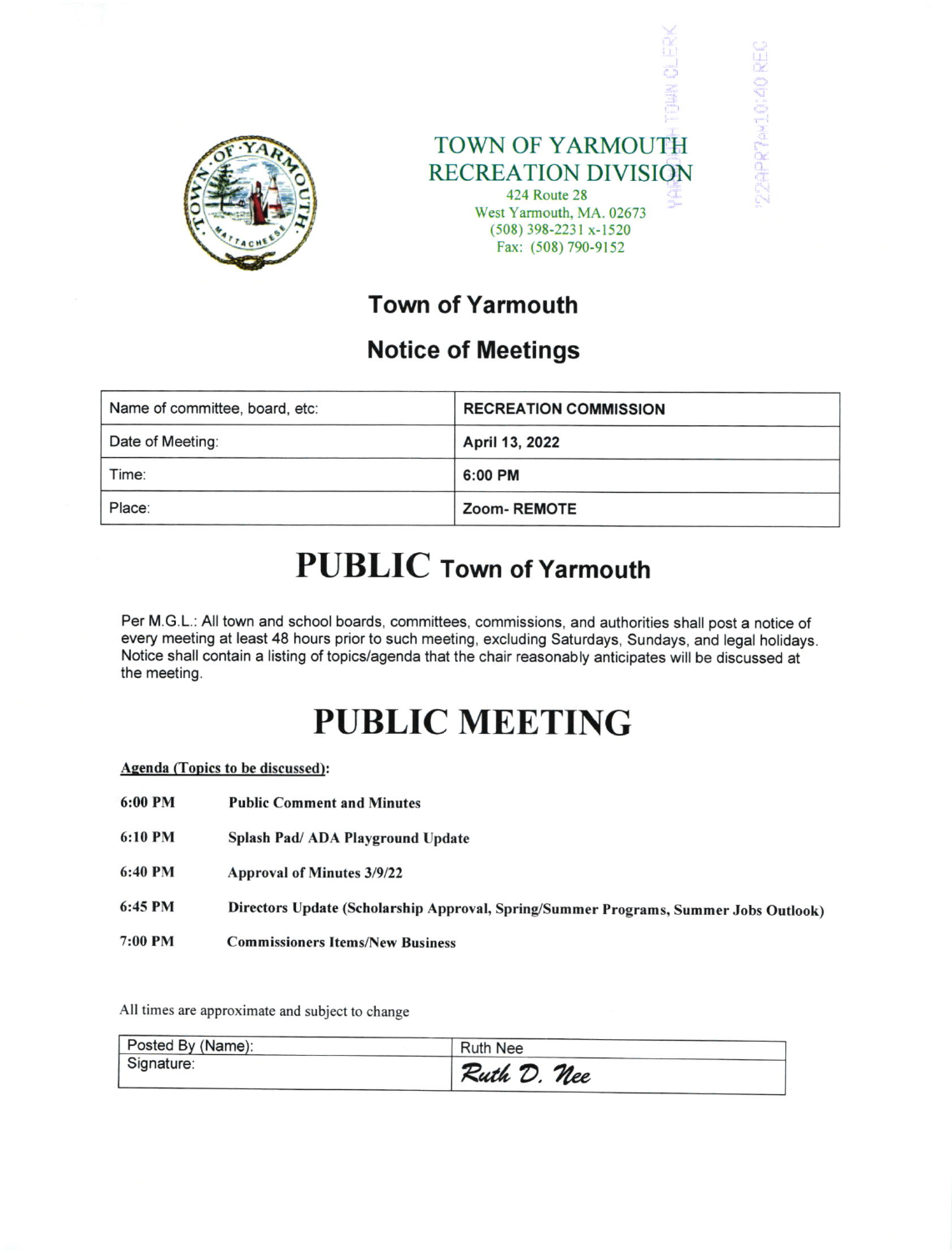# TOWN OF YARMOUTH
# RECREATION DIVISION

424 Route 28
West Yarmouth, MA. 02673
(508) 398-2231 x-1520
Fax: (508) 790-9152

YARMOUTH TOWN CLERK

'22APR7AM10:40 REC

## Town of Yarmouth

## Notice of Meetings

| Name of committee, board, etc: | RECREATION COMMISSION |
|---|---|
| Date of Meeting: | April 13, 2022 |
| Time: | 6:00 PM |
| Place: | Zoom- REMOTE |

# PUBLIC Town of Yarmouth

Per M.G.L.: All town and school boards, committees, commissions, and authorities shall post a notice of every meeting at least 48 hours prior to such meeting, excluding Saturdays, Sundays, and legal holidays. Notice shall contain a listing of topics/agenda that the chair reasonably anticipates will be discussed at the meeting.

# PUBLIC MEETING

**Agenda (Topics to be discussed):**

**6:00 PM** **Public Comment and Minutes**

**6:10 PM** **Splash Pad/ ADA Playground Update**

**6:40 PM** **Approval of Minutes 3/9/22**

**6:45 PM** **Directors Update (Scholarship Approval, Spring/Summer Programs, Summer Jobs Outlook)**

**7:00 PM** **Commissioners Items/New Business**

All times are approximate and subject to change

| Posted By (Name): | Ruth Nee |
|---|---|
| Signature: | *Ruth D. Nee* |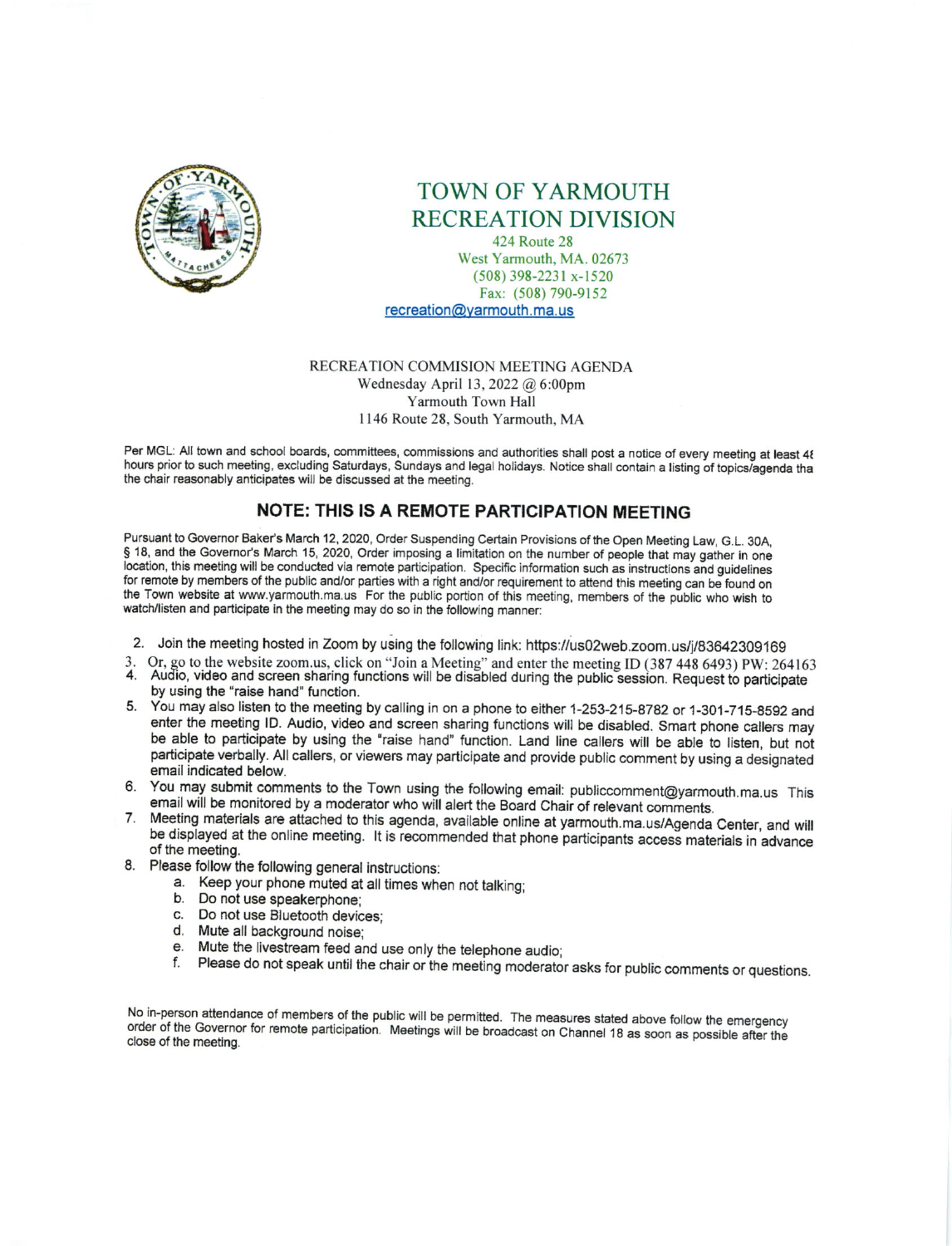# TOWN OF YARMOUTH RECREATION DIVISION

424 Route 28
West Yarmouth, MA. 02673
(508) 398-2231 x-1520
Fax: (508) 790-9152
recreation@yarmouth.ma.us

RECREATION COMMISION MEETING AGENDA
Wednesday April 13, 2022 @ 6:00pm
Yarmouth Town Hall
1146 Route 28, South Yarmouth, MA

Per MGL: All town and school boards, committees, commissions and authorities shall post a notice of every meeting at least 48 hours prior to such meeting, excluding Saturdays, Sundays and legal holidays. Notice shall contain a listing of topics/agenda tha the chair reasonably anticipates will be discussed at the meeting.

## NOTE: THIS IS A REMOTE PARTICIPATION MEETING

Pursuant to Governor Baker's March 12, 2020, Order Suspending Certain Provisions of the Open Meeting Law, G.L. 30A, § 18, and the Governor's March 15, 2020, Order imposing a limitation on the number of people that may gather in one location, this meeting will be conducted via remote participation. Specific information such as instructions and guidelines for remote by members of the public and/or parties with a right and/or requirement to attend this meeting can be found on the Town website at www.yarmouth.ma.us For the public portion of this meeting, members of the public who wish to watch/listen and participate in the meeting may do so in the following manner:

2. Join the meeting hosted in Zoom by using the following link: https://us02web.zoom.us/j/83642309169
3. Or, go to the website zoom.us, click on "Join a Meeting" and enter the meeting ID (387 448 6493) PW: 264163
4. Audio, video and screen sharing functions will be disabled during the public session. Request to participate by using the "raise hand" function.
5. You may also listen to the meeting by calling in on a phone to either 1-253-215-8782 or 1-301-715-8592 and enter the meeting ID. Audio, video and screen sharing functions will be disabled. Smart phone callers may be able to participate by using the "raise hand" function. Land line callers will be able to listen, but not participate verbally. All callers, or viewers may participate and provide public comment by using a designated email indicated below.
6. You may submit comments to the Town using the following email: publiccomment@yarmouth.ma.us This email will be monitored by a moderator who will alert the Board Chair of relevant comments.
7. Meeting materials are attached to this agenda, available online at yarmouth.ma.us/Agenda Center, and will be displayed at the online meeting. It is recommended that phone participants access materials in advance of the meeting.
8. Please follow the following general instructions:
   a. Keep your phone muted at all times when not talking;
   b. Do not use speakerphone;
   c. Do not use Bluetooth devices;
   d. Mute all background noise;
   e. Mute the livestream feed and use only the telephone audio;
   f. Please do not speak until the chair or the meeting moderator asks for public comments or questions.

No in-person attendance of members of the public will be permitted. The measures stated above follow the emergency order of the Governor for remote participation. Meetings will be broadcast on Channel 18 as soon as possible after the close of the meeting.